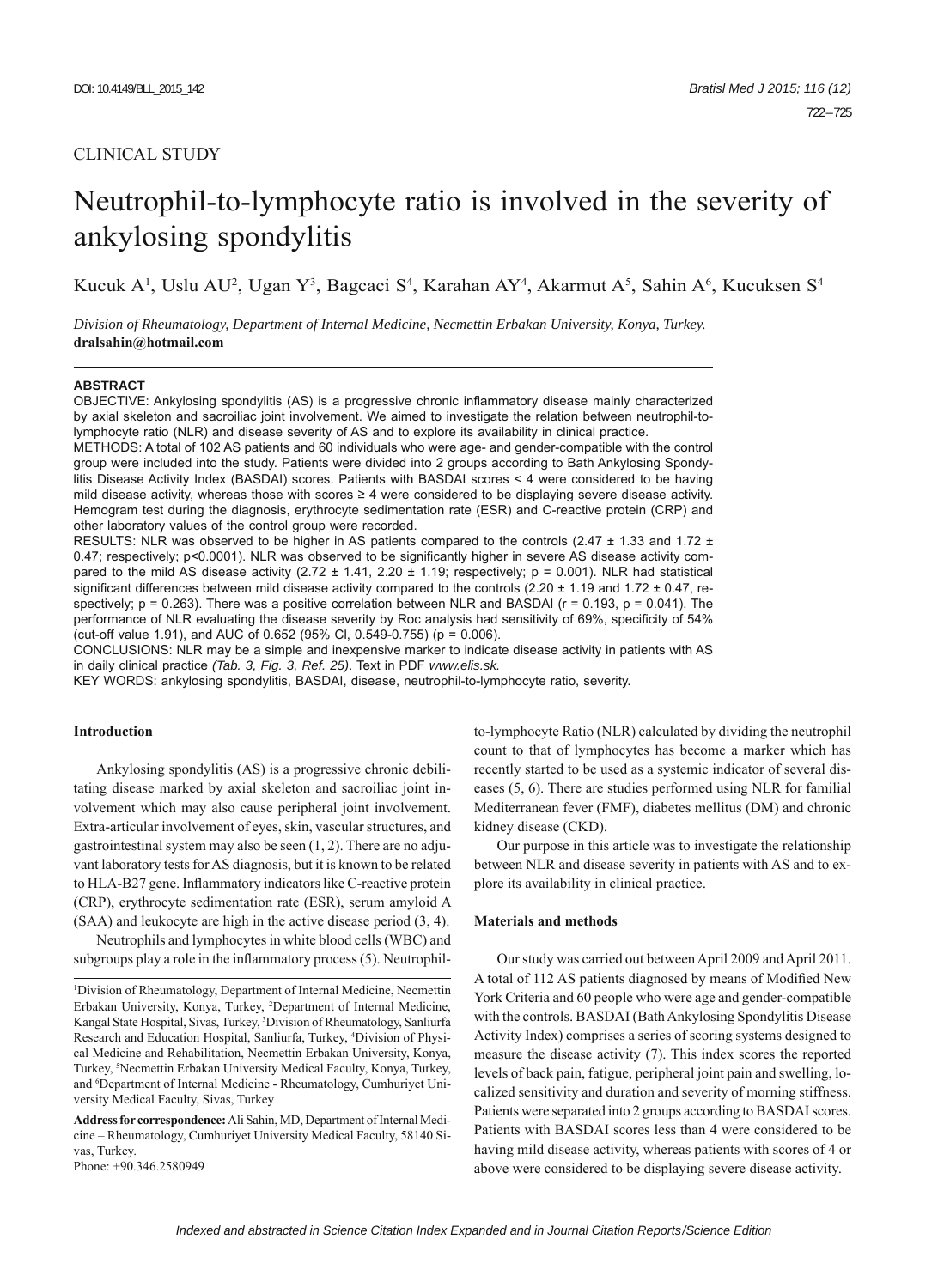CLINICAL STUDY

# Neutrophil-to-lymphocyte ratio is involved in the severity of ankylosing spondylitis

Kucuk A[1], Uslu AU[2], Ugan Y[3], Bagcaci S[4], Karahan AY[4], Akarmut A[5], Sahin A[6], Kucuksen S[4]

*Division of Rheumatology, Department of Internal Medicine, Necmettin Erbakan University, Konya, Turkey.*
**dralsahin@hotmail.com**

## ABSTRACT

OBJECTIVE: Ankylosing spondylitis (AS) is a progressive chronic inflammatory disease mainly characterized by axial skeleton and sacroiliac joint involvement. We aimed to investigate the relation between neutrophil-to-lymphocyte ratio (NLR) and disease severity of AS and to explore its availability in clinical practice.

METHODS: A total of 102 AS patients and 60 individuals who were age- and gender-compatible with the control group were included into the study. Patients were divided into 2 groups according to Bath Ankylosing Spondylitis Disease Activity Index (BASDAI) scores. Patients with BASDAI scores < 4 were considered to be having mild disease activity, whereas those with scores ≥ 4 were considered to be displaying severe disease activity. Hemogram test during the diagnosis, erythrocyte sedimentation rate (ESR) and C-reactive protein (CRP) and other laboratory values of the control group were recorded.

RESULTS: NLR was observed to be higher in AS patients compared to the controls (2.47 ± 1.33 and 1.72 ± 0.47; respectively; p<0.0001). NLR was observed to be significantly higher in severe AS disease activity compared to the mild AS disease activity (2.72 ± 1.41, 2.20 ± 1.19; respectively; p = 0.001). NLR had statistical significant differences between mild disease activity compared to the controls (2.20 ± 1.19 and 1.72 ± 0.47, respectively; p = 0.263). There was a positive correlation between NLR and BASDAI (r = 0.193, p = 0.041). The performance of NLR evaluating the disease severity by Roc analysis had sensitivity of 69%, specificity of 54% (cut-off value 1.91), and AUC of 0.652 (95% CI, 0.549-0.755) (p = 0.006).

CONCLUSIONS: NLR may be a simple and inexpensive marker to indicate disease activity in patients with AS in daily clinical practice *(Tab. 3, Fig. 3, Ref. 25)*. Text in PDF *www.elis.sk.*

KEY WORDS: ankylosing spondylitis, BASDAI, disease, neutrophil-to-lymphocyte ratio, severity.

## Introduction

Ankylosing spondylitis (AS) is a progressive chronic debilitating disease marked by axial skeleton and sacroiliac joint involvement which may also cause peripheral joint involvement. Extra-articular involvement of eyes, skin, vascular structures, and gastrointestinal system may also be seen (1, 2). There are no adjuvant laboratory tests for AS diagnosis, but it is known to be related to HLA-B27 gene. Inflammatory indicators like C-reactive protein (CRP), erythrocyte sedimentation rate (ESR), serum amyloid A (SAA) and leukocyte are high in the active disease period (3, 4).

Neutrophils and lymphocytes in white blood cells (WBC) and subgroups play a role in the inflammatory process (5). Neutrophil-to-lymphocyte Ratio (NLR) calculated by dividing the neutrophil count to that of lymphocytes has become a marker which has recently started to be used as a systemic indicator of several diseases (5, 6). There are studies performed using NLR for familial Mediterranean fever (FMF), diabetes mellitus (DM) and chronic kidney disease (CKD).

Our purpose in this article was to investigate the relationship between NLR and disease severity in patients with AS and to explore its availability in clinical practice.

## Materials and methods

Our study was carried out between April 2009 and April 2011. A total of 112 AS patients diagnosed by means of Modified New York Criteria and 60 people who were age and gender-compatible with the controls. BASDAI (Bath Ankylosing Spondylitis Disease Activity Index) comprises a series of scoring systems designed to measure the disease activity (7). This index scores the reported levels of back pain, fatigue, peripheral joint pain and swelling, localized sensitivity and duration and severity of morning stiffness. Patients were separated into 2 groups according to BASDAI scores. Patients with BASDAI scores less than 4 were considered to be having mild disease activity, whereas patients with scores of 4 or above were considered to be displaying severe disease activity.

[1]Division of Rheumatology, Department of Internal Medicine, Necmettin Erbakan University, Konya, Turkey, [2]Department of Internal Medicine, Kangal State Hospital, Sivas, Turkey, [3]Division of Rheumatology, Sanliurfa Research and Education Hospital, Sanliurfa, Turkey, [4]Division of Physical Medicine and Rehabilitation, Necmettin Erbakan University, Konya, Turkey, [5]Necmettin Erbakan University Medical Faculty, Konya, Turkey, and [6]Department of Internal Medicine - Rheumatology, Cumhuriyet University Medical Faculty, Sivas, Turkey

**Address for correspondence:** Ali Sahin, MD, Department of Internal Medicine – Rheumatology, Cumhuriyet University Medical Faculty, 58140 Sivas, Turkey.
Phone: +90.346.2580949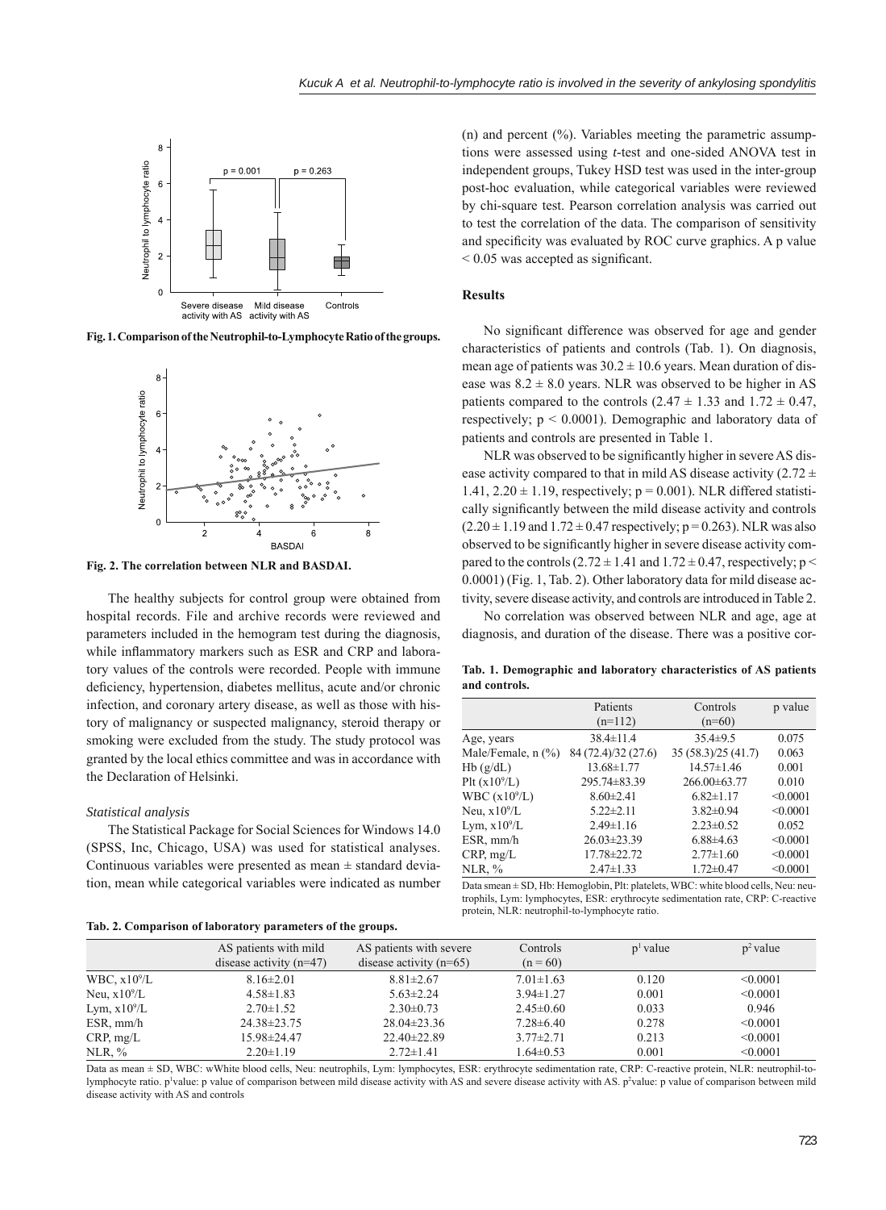Fig. 1. Comparison of the Neutrophil-to-Lymphocyte Ratio of the groups.

Fig. 2. The correlation between NLR and BASDAI.

The healthy subjects for control group were obtained from hospital records. File and archive records were reviewed and parameters included in the hemogram test during the diagnosis, while inflammatory markers such as ESR and CRP and laboratory values of the controls were recorded. People with immune deficiency, hypertension, diabetes mellitus, acute and/or chronic infection, and coronary artery disease, as well as those with history of malignancy or suspected malignancy, steroid therapy or smoking were excluded from the study. The study protocol was granted by the local ethics committee and was in accordance with the Declaration of Helsinki.

### *Statistical analysis*

The Statistical Package for Social Sciences for Windows 14.0 (SPSS, Inc, Chicago, USA) was used for statistical analyses. Continuous variables were presented as mean ± standard deviation, mean while categorical variables were indicated as number (n) and percent (%). Variables meeting the parametric assumptions were assessed using *t*-test and one-sided ANOVA test in independent groups, Tukey HSD test was used in the inter-group post-hoc evaluation, while categorical variables were reviewed by chi-square test. Pearson correlation analysis was carried out to test the correlation of the data. The comparison of sensitivity and specificity was evaluated by ROC curve graphics. A p value $< 0.05$ was accepted as significant.

## Results

No significant difference was observed for age and gender characteristics of patients and controls (Tab. 1). On diagnosis, mean age of patients was $30.2 \pm 10.6$ years. Mean duration of disease was $8.2 \pm 8.0$ years. NLR was observed to be higher in AS patients compared to the controls ($2.47 \pm 1.33$ and $1.72 \pm 0.47$, respectively; $p < 0.0001$). Demographic and laboratory data of patients and controls are presented in Table 1.

NLR was observed to be significantly higher in severe AS disease activity compared to that in mild AS disease activity ($2.72 \pm 1.41$, $2.20 \pm 1.19$, respectively; $p = 0.001$). NLR differed statistically significantly between the mild disease activity and controls ($2.20 \pm 1.19$ and $1.72 \pm 0.47$ respectively; $p = 0.263$). NLR was also observed to be significantly higher in severe disease activity compared to the controls ($2.72 \pm 1.41$ and $1.72 \pm 0.47$, respectively; $p < 0.0001$) (Fig. 1, Tab. 2). Other laboratory data for mild disease activity, severe disease activity, and controls are introduced in Table 2.

No correlation was observed between NLR and age, age at diagnosis, and duration of the disease. There was a positive cor-

**Tab. 1. Demographic and laboratory characteristics of AS patients and controls.**

| | Patients (n=112) | Controls (n=60) | p value |
|---|---|---|---|
| Age, years | 38.4±11.4 | 35.4±9.5 | 0.075 |
| Male/Female, n (%) | 84 (72.4)/32 (27.6) | 35 (58.3)/25 (41.7) | 0.063 |
| Hb (g/dL) | 13.68±1.77 | 14.57±1.46 | 0.001 |
| Plt ($x10^9$/L) | 295.74±83.39 | 266.00±63.77 | 0.010 |
| WBC ($x10^9$/L) | 8.60±2.41 | 6.82±1.17 | <0.0001 |
| Neu, $x10^9$/L | 5.22±2.11 | 3.82±0.94 | <0.0001 |
| Lym, $x10^9$/L | 2.49±1.16 | 2.23±0.52 | 0.052 |
| ESR, mm/h | 26.03±23.39 | 6.88±4.63 | <0.0001 |
| CRP, mg/L | 17.78±22.72 | 2.77±1.60 | <0.0001 |
| NLR, % | 2.47±1.33 | 1.72±0.47 | <0.0001 |

Data smean ± SD, Hb: Hemoglobin, Plt: platelets, WBC: white blood cells, Neu: neutrophils, Lym: lymphocytes, ESR: erythrocyte sedimentation rate, CRP: C-reactive protein, NLR: neutrophil-to-lymphocyte ratio.

**Tab. 2. Comparison of laboratory parameters of the groups.**

| | AS patients with mild disease activity (n=47) | AS patients with severe disease activity (n=65) | Controls (n = 60) | p[1] value | p[2] value |
|---|---|---|---|---|---|
| WBC, $x10^9$/L | 8.16±2.01 | 8.81±2.67 | 7.01±1.63 | 0.120 | <0.0001 |
| Neu, $x10^9$/L | 4.58±1.83 | 5.63±2.24 | 3.94±1.27 | 0.001 | <0.0001 |
| Lym, $x10^9$/L | 2.70±1.52 | 2.30±0.73 | 2.45±0.60 | 0.033 | 0.946 |
| ESR, mm/h | 24.38±23.75 | 28.04±23.36 | 7.28±6.40 | 0.278 | <0.0001 |
| CRP, mg/L | 15.98±24.47 | 22.40±22.89 | 3.77±2.71 | 0.213 | <0.0001 |
| NLR, % | 2.20±1.19 | 2.72±1.41 | 1.64±0.53 | 0.001 | <0.0001 |

Data as mean ± SD, WBC: wWhite blood cells, Neu: neutrophils, Lym: lymphocytes, ESR: erythrocyte sedimentation rate, CRP: C-reactive protein, NLR: neutrophil-to-lymphocyte ratio. p[1]value: p value of comparison between mild disease activity with AS and severe disease activity with AS. p[2]value: p value of comparison between mild disease activity with AS and controls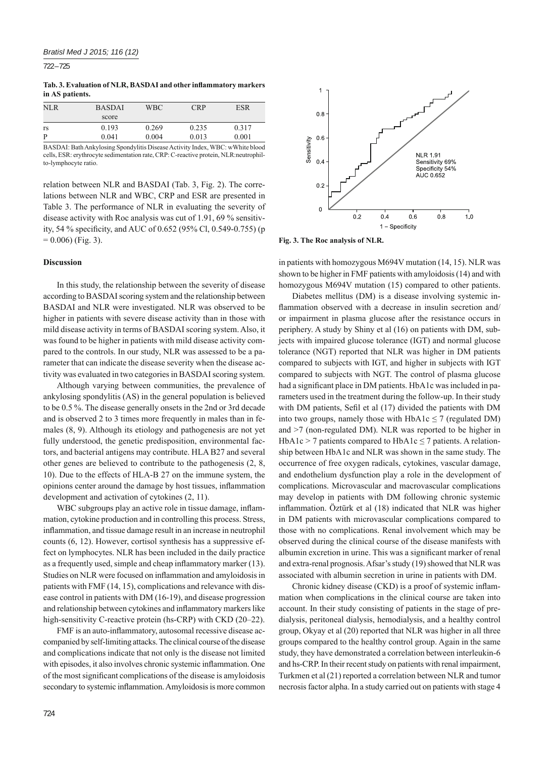**Tab. 3. Evaluation of NLR, BASDAI and other inflammatory markers in AS patients.**

| NLR | BASDAI score | WBC | CRP | ESR |
|---|---|---|---|---|
| rs | 0.193 | 0.269 | 0.235 | 0.317 |
| P | 0.041 | 0.004 | 0.013 | 0.001 |

BASDAI: Bath Ankylosing Spondylitis Disease Activity Index, WBC: wWhite blood cells, ESR: erythrocyte sedimentation rate, CRP: C-reactive protein, NLR:neutrophil-to-lymphocyte ratio.

relation between NLR and BASDAI (Tab. 3, Fig. 2). The correlations between NLR and WBC, CRP and ESR are presented in Table 3. The performance of NLR in evaluating the severity of disease activity with Roc analysis was cut of 1.91, 69 % sensitivity, 54 % specificity, and AUC of 0.652 (95% Cl, 0.549-0.755) (p = 0.006) (Fig. 3).

**Fig. 3. The Roc analysis of NLR.**

## Discussion

In this study, the relationship between the severity of disease according to BASDAI scoring system and the relationship between BASDAI and NLR were investigated. NLR was observed to be higher in patients with severe disease activity than in those with mild disease activity in terms of BASDAI scoring system. Also, it was found to be higher in patients with mild disease activity compared to the controls. In our study, NLR was assessed to be a parameter that can indicate the disease severity when the disease activity was evaluated in two categories in BASDAI scoring system.

Although varying between communities, the prevalence of ankylosing spondylitis (AS) in the general population is believed to be 0.5 %. The disease generally onsets in the 2nd or 3rd decade and is observed 2 to 3 times more frequently in males than in females (8, 9). Although its etiology and pathogenesis are not yet fully understood, the genetic predisposition, environmental factors, and bacterial antigens may contribute. HLA B27 and several other genes are believed to contribute to the pathogenesis (2, 8, 10). Due to the effects of HLA-B 27 on the immune system, the opinions center around the damage by host tissues, inflammation development and activation of cytokines (2, 11).

WBC subgroups play an active role in tissue damage, inflammation, cytokine production and in controlling this process. Stress, inflammation, and tissue damage result in an increase in neutrophil counts (6, 12). However, cortisol synthesis has a suppressive effect on lymphocytes. NLR has been included in the daily practice as a frequently used, simple and cheap inflammatory marker (13). Studies on NLR were focused on inflammation and amyloidosis in patients with FMF (14, 15), complications and relevance with disease control in patients with DM (16-19), and disease progression and relationship between cytokines and inflammatory markers like high-sensitivity C-reactive protein (hs-CRP) with CKD (20–22).

FMF is an auto-inflammatory, autosomal recessive disease accompanied by self-limiting attacks. The clinical course of the disease and complications indicate that not only is the disease not limited with episodes, it also involves chronic systemic inflammation. One of the most significant complications of the disease is amyloidosis secondary to systemic inflammation. Amyloidosis is more common in patients with homozygous M694V mutation (14, 15). NLR was shown to be higher in FMF patients with amyloidosis (14) and with homozygous M694V mutation (15) compared to other patients.

Diabetes mellitus (DM) is a disease involving systemic inflammation observed with a decrease in insulin secretion and/or impairment in plasma glucose after the resistance occurs in periphery. A study by Shiny et al (16) on patients with DM, subjects with impaired glucose tolerance (IGT) and normal glucose tolerance (NGT) reported that NLR was higher in DM patients compared to subjects with IGT, and higher in subjects with IGT compared to subjects with NGT. The control of plasma glucose had a significant place in DM patients. HbA1c was included in parameters used in the treatment during the follow-up. In their study with DM patients, Sefil et al (17) divided the patients with DM into two groups, namely those with HbA1c $\leq 7$ (regulated DM) and $>7$ (non-regulated DM). NLR was reported to be higher in HbA1c $> 7$ patients compared to HbA1c $\leq 7$ patients. A relationship between HbA1c and NLR was shown in the same study. The occurrence of free oxygen radicals, cytokines, vascular damage, and endothelium dysfunction play a role in the development of complications. Microvascular and macrovascular complications may develop in patients with DM following chronic systemic inflammation. Öztürk et al (18) indicated that NLR was higher in DM patients with microvascular complications compared to those with no complications. Renal involvement which may be observed during the clinical course of the disease manifests with albumin excretion in urine. This was a significant marker of renal and extra-renal prognosis. Afsar's study (19) showed that NLR was associated with albumin secretion in urine in patients with DM.

Chronic kidney disease (CKD) is a proof of systemic inflammation when complications in the clinical course are taken into account. In their study consisting of patients in the stage of predialysis, peritoneal dialysis, hemodialysis, and a healthy control group, Okyay et al (20) reported that NLR was higher in all three groups compared to the healthy control group. Again in the same study, they have demonstrated a correlation between interleukin-6 and hs-CRP. In their recent study on patients with renal impairment, Turkmen et al (21) reported a correlation between NLR and tumor necrosis factor alpha. In a study carried out on patients with stage 4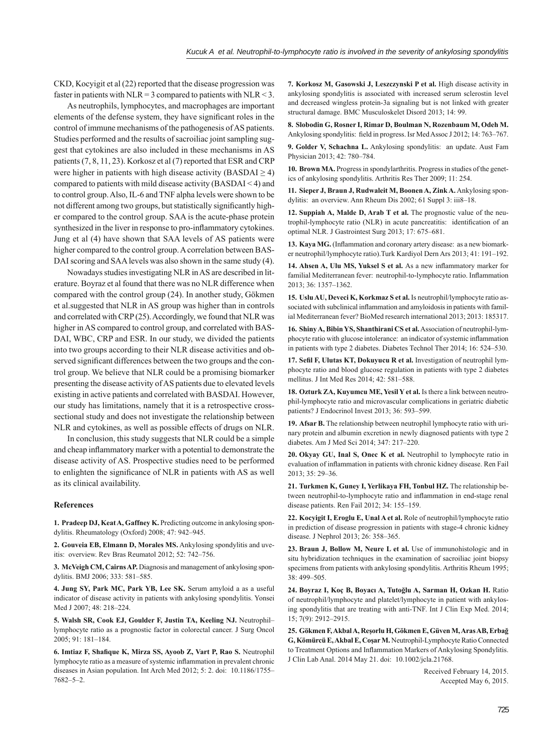CKD, Kocyigit et al (22) reported that the disease progression was faster in patients with NLR = 3 compared to patients with NLR < 3.

As neutrophils, lymphocytes, and macrophages are important elements of the defense system, they have significant roles in the control of immune mechanisms of the pathogenesis of AS patients. Studies performed and the results of sacroiliac joint sampling suggest that cytokines are also included in these mechanisms in AS patients (7, 8, 11, 23). Korkosz et al (7) reported that ESR and CRP were higher in patients with high disease activity (BASDAI ≥ 4) compared to patients with mild disease activity (BASDAI < 4) and to control group. Also, IL-6 and TNF alpha levels were shown to be not different among two groups, but statistically significantly higher compared to the control group. SAA is the acute-phase protein synthesized in the liver in response to pro-inflammatory cytokines. Jung et al (4) have shown that SAA levels of AS patients were higher compared to the control group. A correlation between BASDAI scoring and SAA levels was also shown in the same study (4).

Nowadays studies investigating NLR in AS are described in literature. Boyraz et al found that there was no NLR difference when compared with the control group (24). In another study, Gökmen et al.suggested that NLR in AS group was higher than in controls and correlated with CRP (25). Accordingly, we found that NLR was higher in AS compared to control group, and correlated with BASDAI, WBC, CRP and ESR. In our study, we divided the patients into two groups according to their NLR disease activities and observed significant differences between the two groups and the control group. We believe that NLR could be a promising biomarker presenting the disease activity of AS patients due to elevated levels existing in active patients and correlated with BASDAI. However, our study has limitations, namely that it is a retrospective cross-sectional study and does not investigate the relationship between NLR and cytokines, as well as possible effects of drugs on NLR.

In conclusion, this study suggests that NLR could be a simple and cheap inflammatory marker with a potential to demonstrate the disease activity of AS. Prospective studies need to be performed to enlighten the significance of NLR in patients with AS as well as its clinical availability.

## References

1. **Pradeep DJ, Keat A, Gaffney K.** Predicting outcome in ankylosing spondylitis. Rheumatology (Oxford) 2008; 47: 942–945.

2. **Gouveia EB, Elmann D, Morales MS.** Ankylosing spondylitis and uveitis: overview. Rev Bras Reumatol 2012; 52: 742–756.

3. **McVeigh CM, Cairns AP.** Diagnosis and management of ankylosing spondylitis. BMJ 2006; 333: 581–585.

4. **Jung SY, Park MC, Park YB, Lee SK.** Serum amyloid a as a useful indicator of disease activity in patients with ankylosing spondylitis. Yonsei Med J 2007; 48: 218–224.

5. **Walsh SR, Cook EJ, Goulder F, Justin TA, Keeling NJ.** Neutrophil–lymphocyte ratio as a prognostic factor in colorectal cancer. J Surg Oncol 2005; 91: 181–184.

6. **Imtiaz F, Shafique K, Mirza SS, Ayoob Z, Vart P, Rao S.** Neutrophil lymphocyte ratio as a measure of systemic inflammation in prevalent chronic diseases in Asian population. Int Arch Med 2012; 5: 2. doi: 10.1186/1755–7682–5–2.

7. **Korkosz M, Gasowski J, Leszczynski P et al.** High disease activity in ankylosing spondylitis is associated with increased serum sclerostin level and decreased wingless protein-3a signaling but is not linked with greater structural damage. BMC Musculoskelet Disord 2013; 14: 99.

8. **Slobodin G, Rosner I, Rimar D, Boulman N, Rozenbaum M, Odeh M.** Ankylosing spondylitis: field in progress. Isr Med Assoc J 2012; 14: 763–767.

9. **Golder V, Schachna L.** Ankylosing spondylitis: an update. Aust Fam Physician 2013; 42: 780–784.

10. **Brown MA.** Progress in spondylarthritis. Progress in studies of the genetics of ankylosing spondylitis. Arthritis Res Ther 2009; 11: 254.

11. **Sieper J, Braun J, Rudwaleit M, Boonen A, Zink A.** Ankylosing spondylitis: an overview. Ann Rheum Dis 2002; 61 Suppl 3: iii8–18.

12. **Suppiah A, Malde D, Arab T et al.** The prognostic value of the neutrophil-lymphocyte ratio (NLR) in acute pancreatitis: identification of an optimal NLR. J Gastrointest Surg 2013; 17: 675–681.

13. **Kaya MG.** (Inflammation and coronary artery disease: as a new biomarker neutrophil/lymphocyte ratio).Turk Kardiyol Dern Ars 2013; 41: 191–192.

14. **Ahsen A, Ulu MS, Yuksel S et al.** As a new inflammatory marker for familial Mediterranean fever: neutrophil-to-lymphocyte ratio. Inflammation 2013; 36: 1357–1362.

15. **Uslu AU, Deveci K, Korkmaz S et al.** Is neutrophil/lymphocyte ratio associated with subclinical inflammation and amyloidosis in patients with familial Mediterranean fever? BioMed research international 2013; 2013: 185317.

16. **Shiny A, Bibin YS, Shanthirani CS et al.** Association of neutrophil-lymphocyte ratio with glucose intolerance: an indicator of systemic inflammation in patients with type 2 diabetes. Diabetes Technol Ther 2014; 16: 524–530.

17. **Sefil F, Ulutas KT, Dokuyucu R et al.** Investigation of neutrophil lymphocyte ratio and blood glucose regulation in patients with type 2 diabetes mellitus. J Int Med Res 2014; 42: 581–588.

18. **Ozturk ZA, Kuyumcu ME, Yesil Y et al.** Is there a link between neutrophil-lymphocyte ratio and microvascular complications in geriatric diabetic patients? J Endocrinol Invest 2013; 36: 593–599.

19. **Afsar B.** The relationship between neutrophil lymphocyte ratio with urinary protein and albumin excretion in newly diagnosed patients with type 2 diabetes. Am J Med Sci 2014; 347: 217–220.

20. **Okyay GU, Inal S, Onec K et al.** Neutrophil to lymphocyte ratio in evaluation of inflammation in patients with chronic kidney disease. Ren Fail 2013; 35: 29–36.

21. **Turkmen K, Guney I, Yerlikaya FH, Tonbul HZ.** The relationship between neutrophil-to-lymphocyte ratio and inflammation in end-stage renal disease patients. Ren Fail 2012; 34: 155–159.

22. **Kocyigit I, Eroglu E, Unal A et al.** Role of neutrophil/lymphocyte ratio in prediction of disease progression in patients with stage-4 chronic kidney disease. J Nephrol 2013; 26: 358–365.

23. **Braun J, Bollow M, Neure L et al.** Use of immunohistologic and in situ hybridization techniques in the examination of sacroiliac joint biopsy specimens from patients with ankylosing spondylitis. Arthritis Rheum 1995; 38: 499–505.

24. **Boyraz I, Koç B, Boyacı A, Tutoğlu A, Sarman H, Ozkan H.** Ratio of neutrophil/lymphocyte and platelet/lymphocyte in patient with ankylosing spondylitis that are treating with anti-TNF. Int J Clin Exp Med. 2014; 15; 7(9): 2912–2915.

25. **Gökmen F, Akbal A, Reşorlu H, Gökmen E, Güven M, Aras AB, Erbağ G, Kömürcü E, Akbal E, Coşar M.** Neutrophil-Lymphocyte Ratio Connected to Treatment Options and Inflammation Markers of Ankylosing Spondylitis. J Clin Lab Anal. 2014 May 21. doi: 10.1002/jcla.21768.

Received February 14, 2015.
Accepted May 6, 2015.